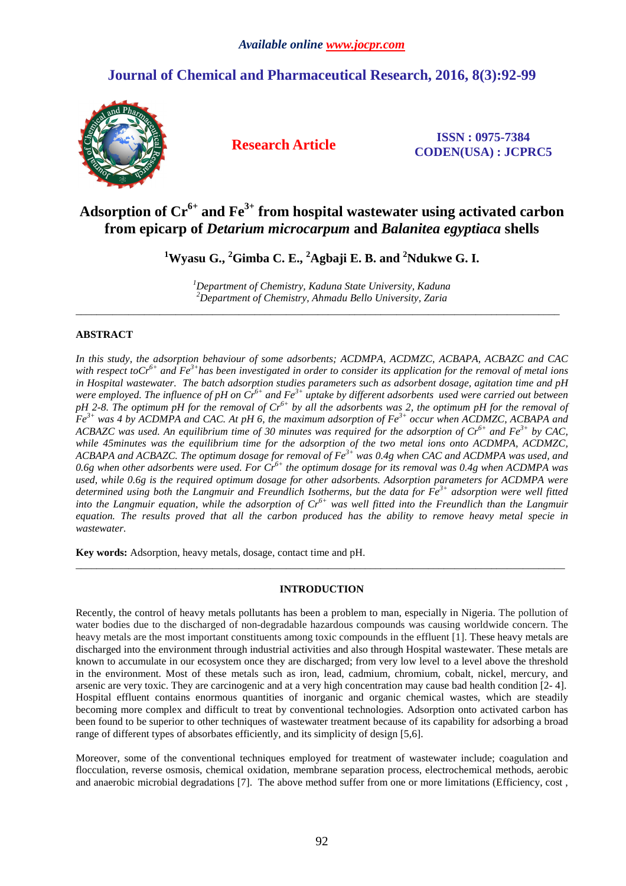Available online www.jocpr.com

# Journal of Chemical and Pharmaceutical Research, 2016, 8(3):92-99

**Research Article**

**ISSN : 0975-7384**
**CODEN(USA) : JCPRC5**

# Adsorption of $Cr^{6+}$ and $Fe^{3+}$ from hospital wastewater using activated carbon from epicarp of *Detarium microcarpum* and *Balanitea egyptiaca* shells

**[1]Wyasu G., [2]Gimba C. E., [2]Agbaji E. B. and [2]Ndukwe G. I.**

*[1]Department of Chemistry, Kaduna State University, Kaduna*
*[2]Department of Chemistry, Ahmadu Bello University, Zaria*

---

## ABSTRACT

*In this study, the adsorption behaviour of some adsorbents; ACDMPA, ACDMZC, ACBAPA, ACBAZC and CAC with respect to$Cr^{6+}$ and $Fe^{3+}$has been investigated in order to consider its application for the removal of metal ions in Hospital wastewater. The batch adsorption studies parameters such as adsorbent dosage, agitation time and pH were employed. The influence of pH on $Cr^{6+}$ and $Fe^{3+}$ uptake by different adsorbents used were carried out between pH 2-8. The optimum pH for the removal of $Cr^{6+}$ by all the adsorbents was 2, the optimum pH for the removal of $Fe^{3+}$ was 4 by ACDMPA and CAC. At pH 6, the maximum adsorption of $Fe^{3+}$ occur when ACDMZC, ACBAPA and ACBAZC was used. An equilibrium time of 30 minutes was required for the adsorption of $Cr^{6+}$ and $Fe^{3+}$ by CAC, while 45minutes was the equilibrium time for the adsorption of the two metal ions onto ACDMPA, ACDMZC, ACBAPA and ACBAZC. The optimum dosage for removal of $Fe^{3+}$ was 0.4g when CAC and ACDMPA was used, and 0.6g when other adsorbents were used. For $Cr^{6+}$ the optimum dosage for its removal was 0.4g when ACDMPA was used, while 0.6g is the required optimum dosage for other adsorbents. Adsorption parameters for ACDMPA were determined using both the Langmuir and Freundlich Isotherms, but the data for $Fe^{3+}$ adsorption were well fitted into the Langmuir equation, while the adsorption of $Cr^{6+}$ was well fitted into the Freundlich than the Langmuir equation. The results proved that all the carbon produced has the ability to remove heavy metal specie in wastewater.*

**Key words:** Adsorption, heavy metals, dosage, contact time and pH.

---

## INTRODUCTION

Recently, the control of heavy metals pollutants has been a problem to man, especially in Nigeria. The pollution of water bodies due to the discharged of non-degradable hazardous compounds was causing worldwide concern. The heavy metals are the most important constituents among toxic compounds in the effluent [1]. These heavy metals are discharged into the environment through industrial activities and also through Hospital wastewater. These metals are known to accumulate in our ecosystem once they are discharged; from very low level to a level above the threshold in the environment. Most of these metals such as iron, lead, cadmium, chromium, cobalt, nickel, mercury, and arsenic are very toxic. They are carcinogenic and at a very high concentration may cause bad health condition [2- 4]. Hospital effluent contains enormous quantities of inorganic and organic chemical wastes, which are steadily becoming more complex and difficult to treat by conventional technologies. Adsorption onto activated carbon has been found to be superior to other techniques of wastewater treatment because of its capability for adsorbing a broad range of different types of absorbates efficiently, and its simplicity of design [5,6].

Moreover, some of the conventional techniques employed for treatment of wastewater include; coagulation and flocculation, reverse osmosis, chemical oxidation, membrane separation process, electrochemical methods, aerobic and anaerobic microbial degradations [7]. The above method suffer from one or more limitations (Efficiency, cost ,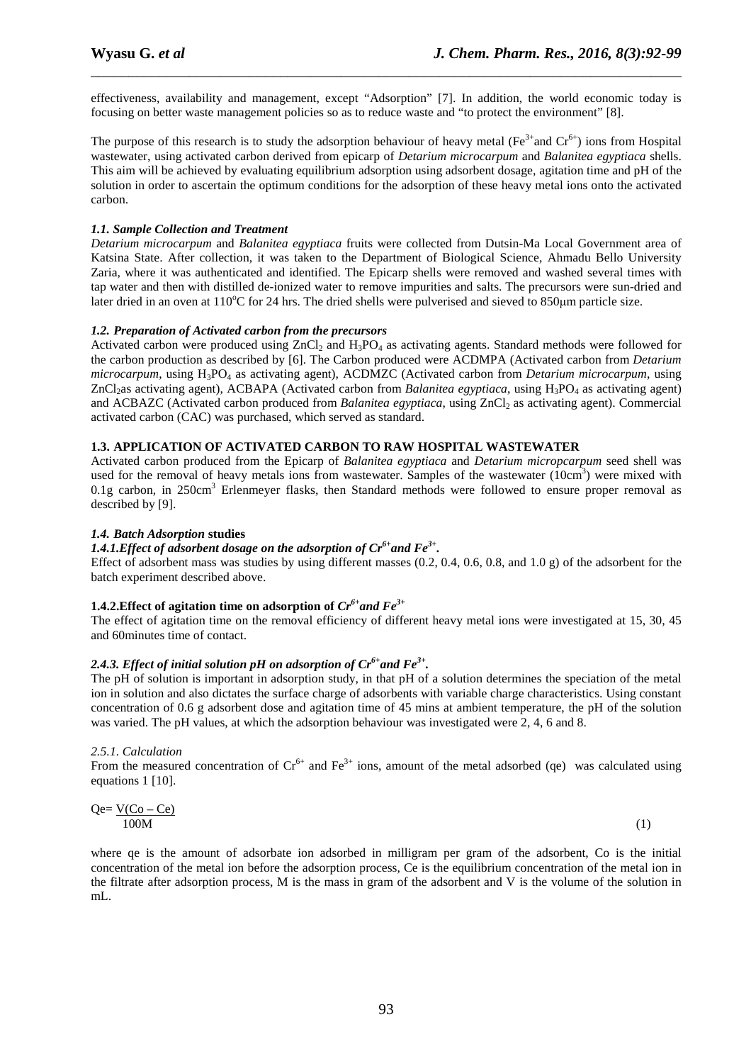effectiveness, availability and management, except "Adsorption" [7]. In addition, the world economic today is focusing on better waste management policies so as to reduce waste and "to protect the environment" [8].

The purpose of this research is to study the adsorption behaviour of heavy metal ($Fe^{3+}$and $Cr^{6+}$) ions from Hospital wastewater, using activated carbon derived from epicarp of *Detarium microcarpum* and *Balanitea egyptiaca* shells. This aim will be achieved by evaluating equilibrium adsorption using adsorbent dosage, agitation time and pH of the solution in order to ascertain the optimum conditions for the adsorption of these heavy metal ions onto the activated carbon.

### *1.1. Sample Collection and Treatment*

*Detarium microcarpum* and *Balanitea egyptiaca* fruits were collected from Dutsin-Ma Local Government area of Katsina State. After collection, it was taken to the Department of Biological Science, Ahmadu Bello University Zaria, where it was authenticated and identified. The Epicarp shells were removed and washed several times with tap water and then with distilled de-ionized water to remove impurities and salts. The precursors were sun-dried and later dried in an oven at 110$^oC$ for 24 hrs. The dried shells were pulverised and sieved to 850μm particle size.

### *1.2. Preparation of Activated carbon from the precursors*

Activated carbon were produced using $ZnCl_2$ and $H_3PO_4$ as activating agents. Standard methods were followed for the carbon production as described by [6]. The Carbon produced were ACDMPA (Activated carbon from *Detarium microcarpum*, using $H_3PO_4$ as activating agent), ACDMZC (Activated carbon from *Detarium microcarpum*, using $ZnCl_2$as activating agent), ACBAPA (Activated carbon from *Balanitea egyptiaca*, using $H_3PO_4$ as activating agent) and ACBAZC (Activated carbon produced from *Balanitea egyptiaca*, using $ZnCl_2$ as activating agent). Commercial activated carbon (CAC) was purchased, which served as standard.

### 1.3. APPLICATION OF ACTIVATED CARBON TO RAW HOSPITAL WASTEWATER

Activated carbon produced from the Epicarp of *Balanitea egyptiaca* and *Detarium micropcarpum* seed shell was used for the removal of heavy metals ions from wastewater. Samples of the wastewater (10cm$^3$) were mixed with 0.1g carbon, in 250cm$^3$ Erlenmeyer flasks, then Standard methods were followed to ensure proper removal as described by [9].

### *1.4. Batch Adsorption* studies

#### *1.4.1.Effect of adsorbent dosage on the adsorption of $Cr^{6+}$and $Fe^{3+}$.*

Effect of adsorbent mass was studies by using different masses (0.2, 0.4, 0.6, 0.8, and 1.0 g) of the adsorbent for the batch experiment described above.

#### 1.4.2.Effect of agitation time on adsorption of $Cr^{6+}$and $Fe^{3+}$

The effect of agitation time on the removal efficiency of different heavy metal ions were investigated at 15, 30, 45 and 60minutes time of contact.

#### *2.4.3. Effect of initial solution pH on adsorption of $Cr^{6+}$and $Fe^{3+}$.*

The pH of solution is important in adsorption study, in that pH of a solution determines the speciation of the metal ion in solution and also dictates the surface charge of adsorbents with variable charge characteristics. Using constant concentration of 0.6 g adsorbent dose and agitation time of 45 mins at ambient temperature, the pH of the solution was varied. The pH values, at which the adsorption behaviour was investigated were 2, 4, 6 and 8.

#### *2.5.1. Calculation*

From the measured concentration of $Cr^{6+}$ and $Fe^{3+}$ ions, amount of the metal adsorbed (qe) was calculated using equations 1 [10].

$$Qe = \frac{V(Co - Ce)}{100M} \tag{1}$$

where qe is the amount of adsorbate ion adsorbed in milligram per gram of the adsorbent, Co is the initial concentration of the metal ion before the adsorption process, Ce is the equilibrium concentration of the metal ion in the filtrate after adsorption process, M is the mass in gram of the adsorbent and V is the volume of the solution in mL.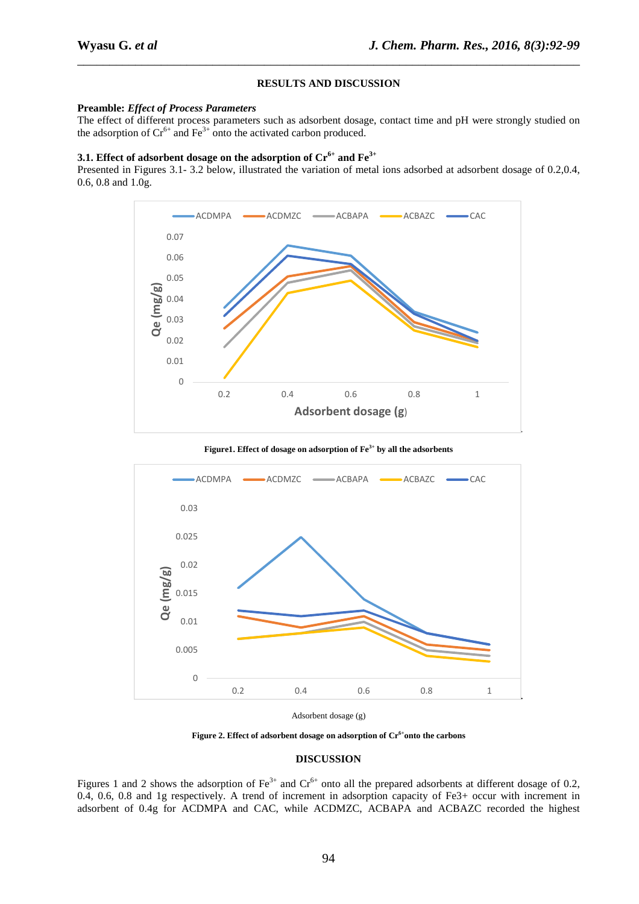## RESULTS AND DISCUSSION

**Preamble:** ***Effect of Process Parameters***

The effect of different process parameters such as adsorbent dosage, contact time and pH were strongly studied on the adsorption of $Cr^{6+}$ and $Fe^{3+}$ onto the activated carbon produced.

### 3.1. Effect of adsorbent dosage on the adsorption of $Cr^{6+}$ and $Fe^{3+}$

Presented in Figures 3.1- 3.2 below, illustrated the variation of metal ions adsorbed at adsorbent dosage of 0.2,0.4, 0.6, 0.8 and 1.0g.

**Figure1. Effect of dosage on adsorption of $Fe^{3+}$ by all the adsorbents**

Adsorbent dosage (g)

**Figure 2. Effect of adsorbent dosage on adsorption of $Cr^{6+}$onto the carbons**

## DISCUSSION

Figures 1 and 2 shows the adsorption of $Fe^{3+}$ and $Cr^{6+}$ onto all the prepared adsorbents at different dosage of 0.2, 0.4, 0.6, 0.8 and 1g respectively. A trend of increment in adsorption capacity of Fe3+ occur with increment in adsorbent of 0.4g for ACDMPA and CAC, while ACDMZC, ACBAPA and ACBAZC recorded the highest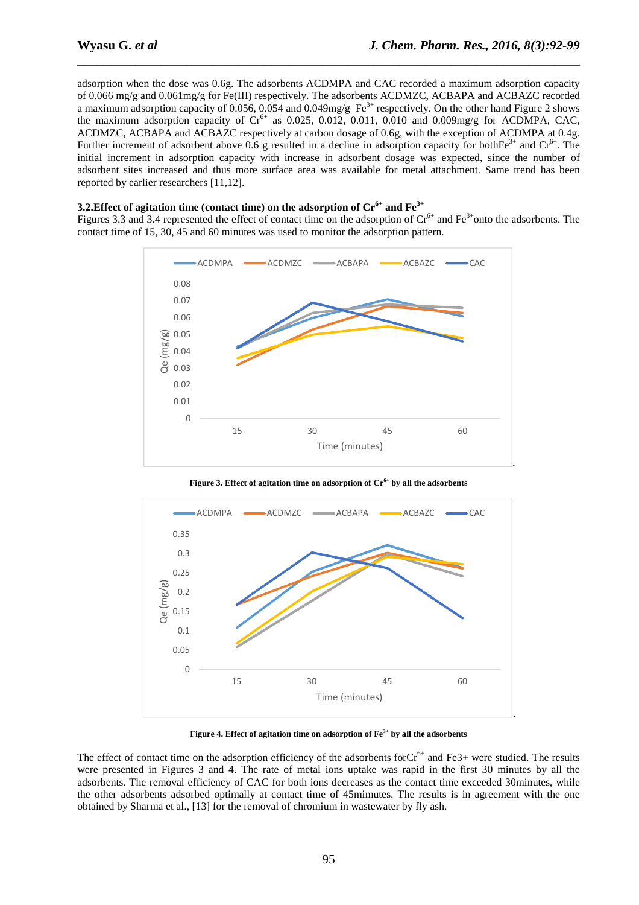adsorption when the dose was 0.6g. The adsorbents ACDMPA and CAC recorded a maximum adsorption capacity of 0.066 mg/g and 0.061mg/g for Fe(III) respectively. The adsorbents ACDMZC, ACBAPA and ACBAZC recorded a maximum adsorption capacity of 0.056, 0.054 and 0.049mg/g $Fe^{3+}$ respectively. On the other hand Figure 2 shows the maximum adsorption capacity of $Cr^{6+}$ as 0.025, 0.012, 0.011, 0.010 and 0.009mg/g for ACDMPA, CAC, ACDMZC, ACBAPA and ACBAZC respectively at carbon dosage of 0.6g, with the exception of ACDMPA at 0.4g. Further increment of adsorbent above 0.6 g resulted in a decline in adsorption capacity for both$Fe^{3+}$ and $Cr^{6+}$. The initial increment in adsorption capacity with increase in adsorbent dosage was expected, since the number of adsorbent sites increased and thus more surface area was available for metal attachment. Same trend has been reported by earlier researchers [11,12].

### 3.2.Effect of agitation time (contact time) on the adsorption of $Cr^{6+}$ and $Fe^{3+}$

Figures 3.3 and 3.4 represented the effect of contact time on the adsorption of $Cr^{6+}$ and $Fe^{3+}$onto the adsorbents. The contact time of 15, 30, 45 and 60 minutes was used to monitor the adsorption pattern.

**Figure 3. Effect of agitation time on adsorption of $Cr^{6+}$ by all the adsorbents**

**Figure 4. Effect of agitation time on adsorption of $Fe^{3+}$ by all the adsorbents**

The effect of contact time on the adsorption efficiency of the adsorbents for$Cr^{6+}$ and Fe3+ were studied. The results were presented in Figures 3 and 4. The rate of metal ions uptake was rapid in the first 30 minutes by all the adsorbents. The removal efficiency of CAC for both ions decreases as the contact time exceeded 30minutes, while the other adsorbents adsorbed optimally at contact time of 45mimutes. The results is in agreement with the one obtained by Sharma et al., [13] for the removal of chromium in wastewater by fly ash.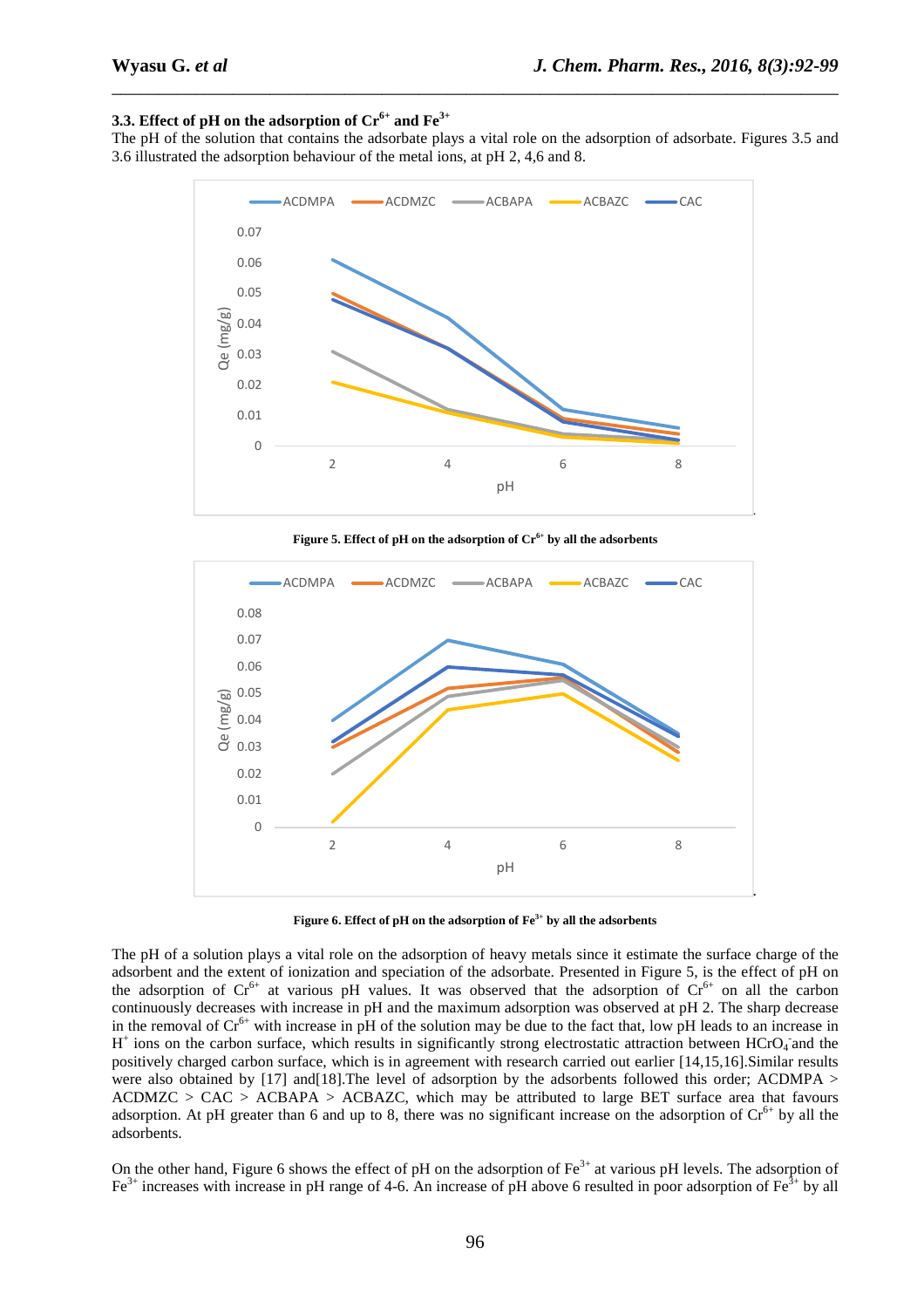### 3.3. Effect of pH on the adsorption of $Cr^{6+}$ and $Fe^{3+}$

The pH of the solution that contains the adsorbate plays a vital role on the adsorption of adsorbate. Figures 3.5 and 3.6 illustrated the adsorption behaviour of the metal ions, at pH 2, 4,6 and 8.

**Figure 5. Effect of pH on the adsorption of $Cr^{6+}$ by all the adsorbents**

**Figure 6. Effect of pH on the adsorption of $Fe^{3+}$ by all the adsorbents**

The pH of a solution plays a vital role on the adsorption of heavy metals since it estimate the surface charge of the adsorbent and the extent of ionization and speciation of the adsorbate. Presented in Figure 5, is the effect of pH on the adsorption of $Cr^{6+}$ at various pH values. It was observed that the adsorption of $Cr^{6+}$ on all the carbon continuously decreases with increase in pH and the maximum adsorption was observed at pH 2. The sharp decrease in the removal of $Cr^{6+}$ with increase in pH of the solution may be due to the fact that, low pH leads to an increase in $H^{+}$ ions on the carbon surface, which results in significantly strong electrostatic attraction between $HCrO_4^{-}$ and the positively charged carbon surface, which is in agreement with research carried out earlier [14,15,16].Similar results were also obtained by [17] and[18].The level of adsorption by the adsorbents followed this order; ACDMPA > ACDMZC > CAC > ACBAPA > ACBAZC, which may be attributed to large BET surface area that favours adsorption. At pH greater than 6 and up to 8, there was no significant increase on the adsorption of $Cr^{6+}$ by all the adsorbents.

On the other hand, Figure 6 shows the effect of pH on the adsorption of $Fe^{3+}$ at various pH levels. The adsorption of $Fe^{3+}$ increases with increase in pH range of 4-6. An increase of pH above 6 resulted in poor adsorption of $Fe^{3+}$ by all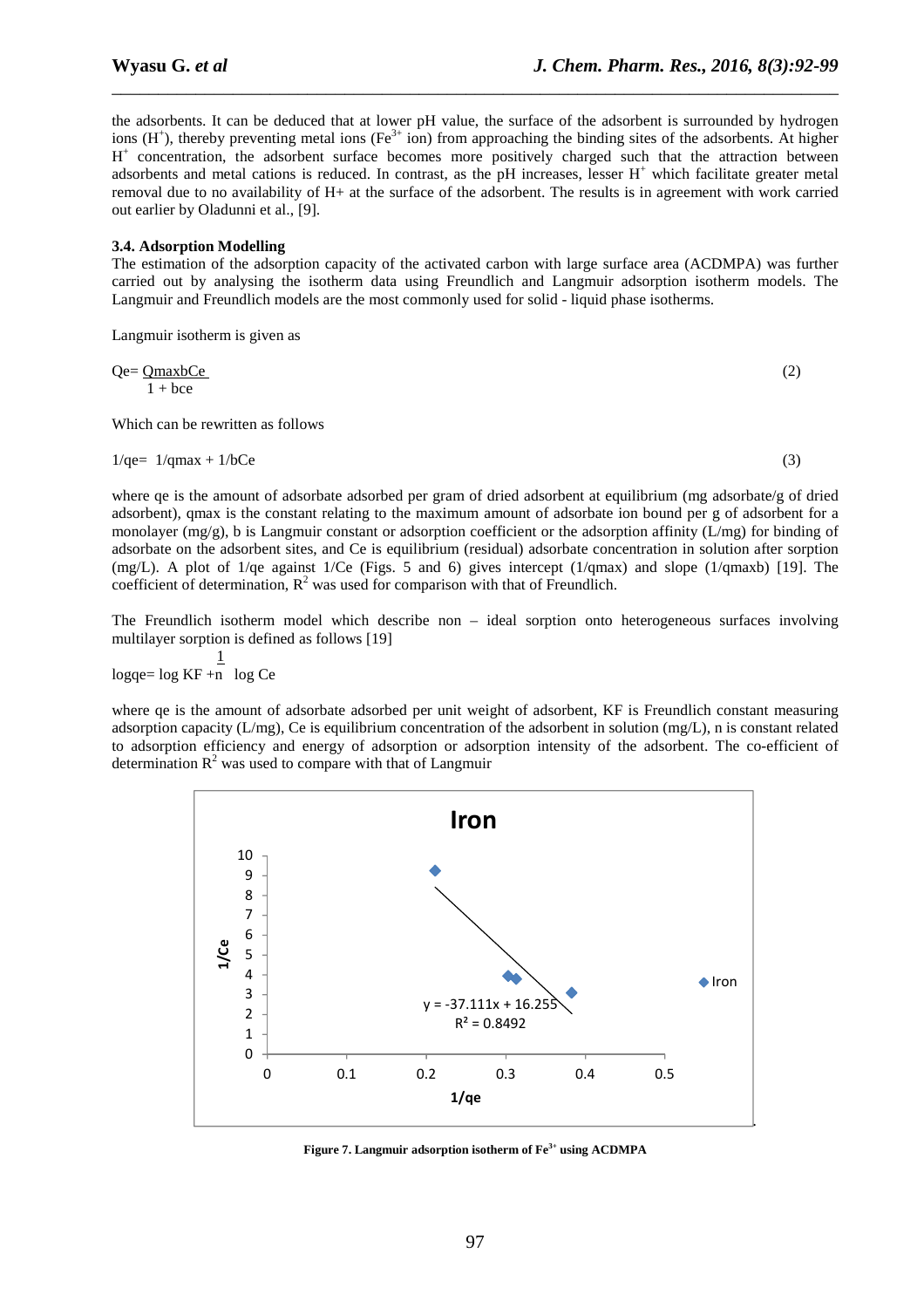the adsorbents. It can be deduced that at lower pH value, the surface of the adsorbent is surrounded by hydrogen ions ($H^+$), thereby preventing metal ions ($Fe^{3+}$ ion) from approaching the binding sites of the adsorbents. At higher $H^+$ concentration, the adsorbent surface becomes more positively charged such that the attraction between adsorbents and metal cations is reduced. In contrast, as the pH increases, lesser $H^+$ which facilitate greater metal removal due to no availability of H+ at the surface of the adsorbent. The results is in agreement with work carried out earlier by Oladunni et al., [9].

### 3.4. Adsorption Modelling

The estimation of the adsorption capacity of the activated carbon with large surface area (ACDMPA) was further carried out by analysing the isotherm data using Freundlich and Langmuir adsorption isotherm models. The Langmuir and Freundlich models are the most commonly used for solid - liquid phase isotherms.

Langmuir isotherm is given as

$$Qe = \frac{QmaxbCe}{1 + bce} \quad (2)$$

Which can be rewritten as follows

$$1/qe = 1/qmax + 1/bCe \quad (3)$$

where qe is the amount of adsorbate adsorbed per gram of dried adsorbent at equilibrium (mg adsorbate/g of dried adsorbent), qmax is the constant relating to the maximum amount of adsorbate ion bound per g of adsorbent for a monolayer (mg/g), b is Langmuir constant or adsorption coefficient or the adsorption affinity (L/mg) for binding of adsorbate on the adsorbent sites, and Ce is equilibrium (residual) adsorbate concentration in solution after sorption (mg/L). A plot of 1/qe against 1/Ce (Figs. 5 and 6) gives intercept (1/qmax) and slope (1/qmaxb) [19]. The coefficient of determination, $R^2$ was used for comparison with that of Freundlich.

The Freundlich isotherm model which describe non – ideal sorption onto heterogeneous surfaces involving multilayer sorption is defined as follows [19]

$$\log qe = \log KF + \frac{1}{n} \log Ce$$

where qe is the amount of adsorbate adsorbed per unit weight of adsorbent, KF is Freundlich constant measuring adsorption capacity (L/mg), Ce is equilibrium concentration of the adsorbent in solution (mg/L), n is constant related to adsorption efficiency and energy of adsorption or adsorption intensity of the adsorbent. The co-efficient of determination $R^2$ was used to compare with that of Langmuir

**Figure 7. Langmuir adsorption isotherm of $Fe^{3+}$ using ACDMPA**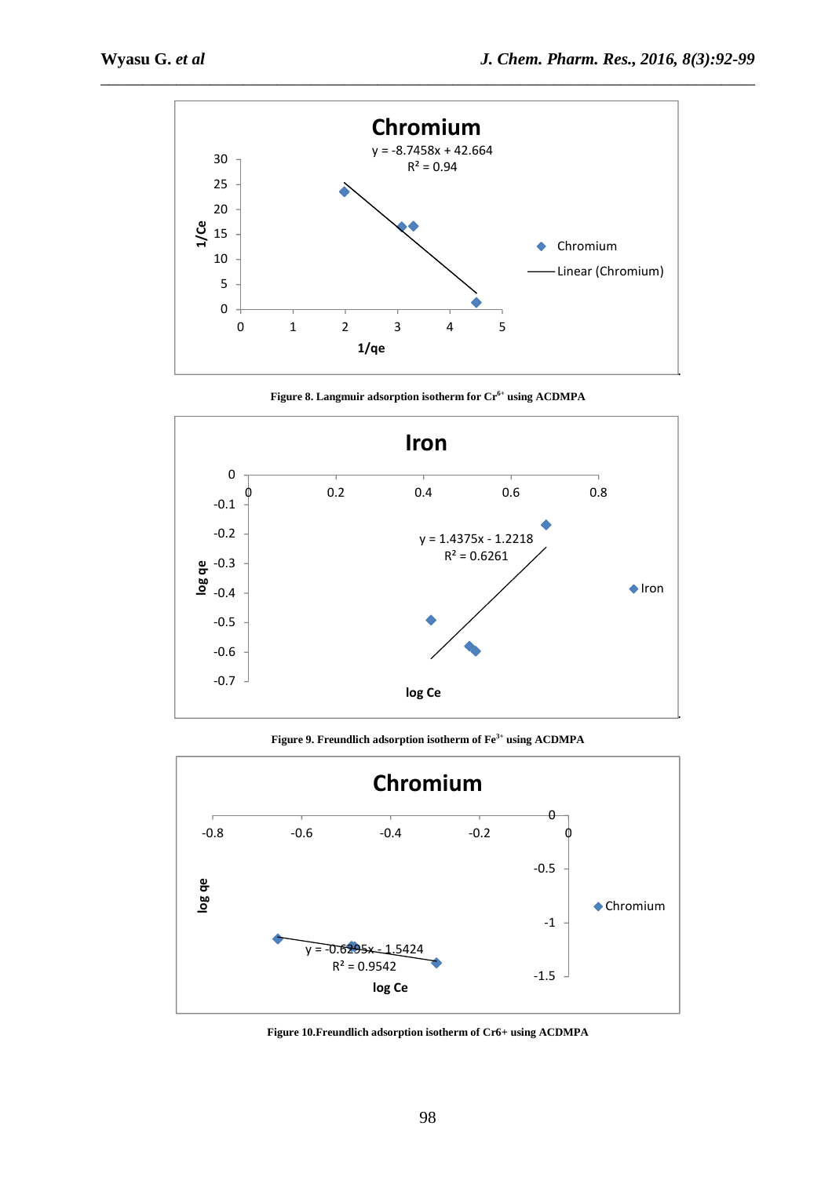Figure 8. Langmuir adsorption isotherm for $Cr^{6+}$ using ACDMPA

Figure 9. Freundlich adsorption isotherm of $Fe^{3+}$ using ACDMPA

Figure 10.Freundlich adsorption isotherm of Cr6+ using ACDMPA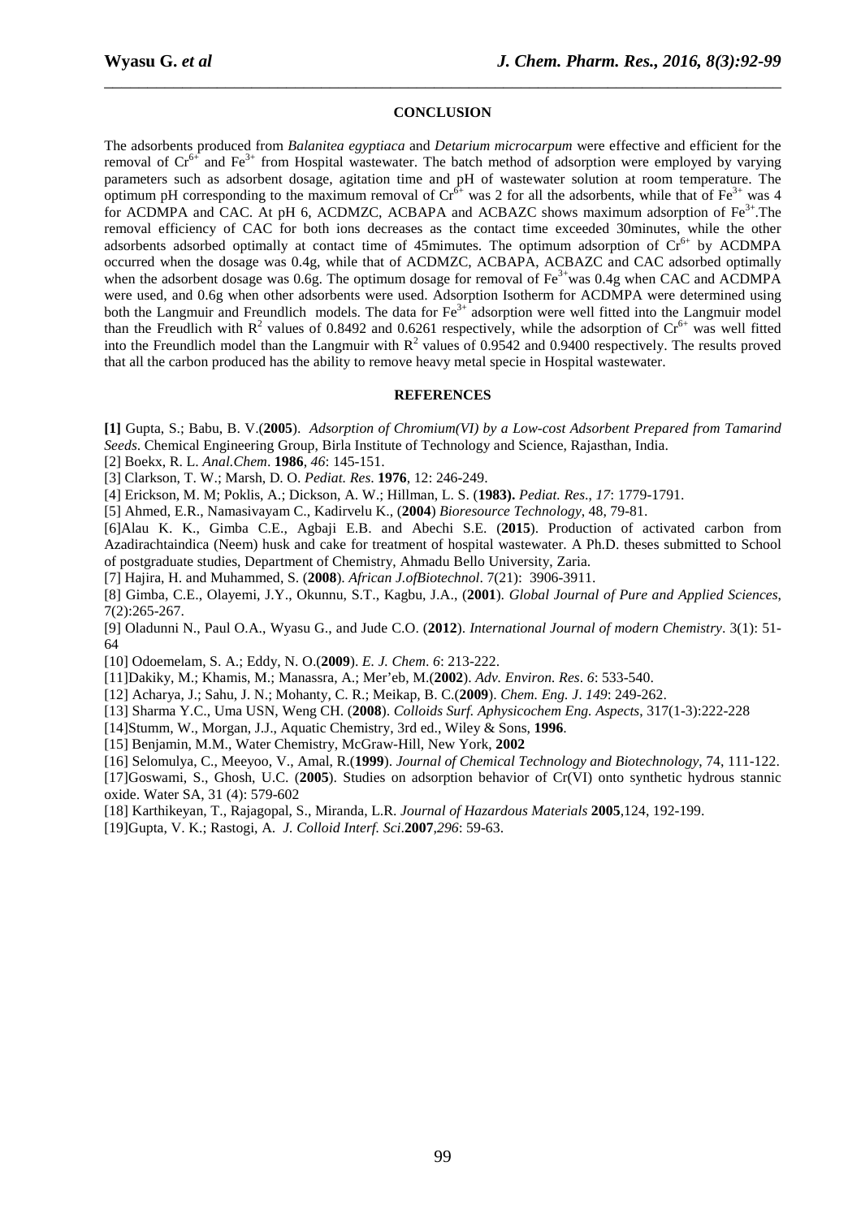## CONCLUSION

The adsorbents produced from *Balanitea egyptiaca* and *Detarium microcarpum* were effective and efficient for the removal of $Cr^{6+}$ and $Fe^{3+}$ from Hospital wastewater. The batch method of adsorption were employed by varying parameters such as adsorbent dosage, agitation time and pH of wastewater solution at room temperature. The optimum pH corresponding to the maximum removal of $Cr^{6+}$ was 2 for all the adsorbents, while that of $Fe^{3+}$ was 4 for ACDMPA and CAC. At pH 6, ACDMZC, ACBAPA and ACBAZC shows maximum adsorption of $Fe^{3+}$.The removal efficiency of CAC for both ions decreases as the contact time exceeded 30minutes, while the other adsorbents adsorbed optimally at contact time of 45mimutes. The optimum adsorption of $Cr^{6+}$ by ACDMPA occurred when the dosage was 0.4g, while that of ACDMZC, ACBAPA, ACBAZC and CAC adsorbed optimally when the adsorbent dosage was 0.6g. The optimum dosage for removal of $Fe^{3+}$was 0.4g when CAC and ACDMPA were used, and 0.6g when other adsorbents were used. Adsorption Isotherm for ACDMPA were determined using both the Langmuir and Freundlich models. The data for $Fe^{3+}$ adsorption were well fitted into the Langmuir model than the Freudlich with $R^2$ values of 0.8492 and 0.6261 respectively, while the adsorption of $Cr^{6+}$ was well fitted into the Freundlich model than the Langmuir with $R^2$ values of 0.9542 and 0.9400 respectively. The results proved that all the carbon produced has the ability to remove heavy metal specie in Hospital wastewater.

## REFERENCES

**[1]** Gupta, S.; Babu, B. V.(**2005**). *Adsorption of Chromium(VI) by a Low-cost Adsorbent Prepared from Tamarind Seeds*. Chemical Engineering Group, Birla Institute of Technology and Science, Rajasthan, India.

[2] Boekx, R. L. *Anal.Chem*. **1986**, *46*: 145-151.

[3] Clarkson, T. W.; Marsh, D. O. *Pediat. Res*. **1976**, 12: 246-249.

[4] Erickson, M. M; Poklis, A.; Dickson, A. W.; Hillman, L. S. (**1983).** *Pediat. Res*., *17*: 1779-1791.

[5] Ahmed, E.R., Namasivayam C., Kadirvelu K., (**2004**) *Bioresource Technology*, 48, 79-81.

[6]Alau K. K., Gimba C.E., Agbaji E.B. and Abechi S.E. (**2015**). Production of activated carbon from Azadirachtaindica (Neem) husk and cake for treatment of hospital wastewater. A Ph.D. theses submitted to School of postgraduate studies, Department of Chemistry, Ahmadu Bello University, Zaria.

[7] Hajira, H. and Muhammed, S. (**2008**). *African J.ofBiotechnol*. 7(21): 3906-3911.

[8] Gimba, C.E., Olayemi, J.Y., Okunnu, S.T., Kagbu, J.A., (**2001**). *Global Journal of Pure and Applied Sciences*, 7(2):265-267.

[9] Oladunni N., Paul O.A., Wyasu G., and Jude C.O. (**2012**). *International Journal of modern Chemistry*. 3(1): 51-64

[10] Odoemelam, S. A.; Eddy, N. O.(**2009**). *E. J. Chem*. *6*: 213-222.

[11]Dakiky, M.; Khamis, M.; Manassra, A.; Mer'eb, M.(**2002**). *Adv. Environ. Res*. *6*: 533-540.

[12] Acharya, J.; Sahu, J. N.; Mohanty, C. R.; Meikap, B. C.(**2009**). *Chem. Eng. J*. *149*: 249-262.

[13] Sharma Y.C., Uma USN, Weng CH. (**2008**). *Colloids Surf. Aphysicochem Eng. Aspects*, 317(1-3):222-228

[14]Stumm, W., Morgan, J.J., Aquatic Chemistry, 3rd ed., Wiley & Sons, **1996**.

[15] Benjamin, M.M., Water Chemistry, McGraw-Hill, New York, **2002**

[16] Selomulya, C., Meeyoo, V., Amal, R.(**1999**). *Journal of Chemical Technology and Biotechnology*, 74, 111-122.

[17]Goswami, S., Ghosh, U.C. (**2005**). Studies on adsorption behavior of Cr(VI) onto synthetic hydrous stannic oxide. Water SA, 31 (4): 579-602

[18] Karthikeyan, T., Rajagopal, S., Miranda, L.R. *Journal of Hazardous Materials* **2005**,124, 192-199.

[19]Gupta, V. K.; Rastogi, A. *J. Colloid Interf. Sci*.**2007**,*296*: 59-63.